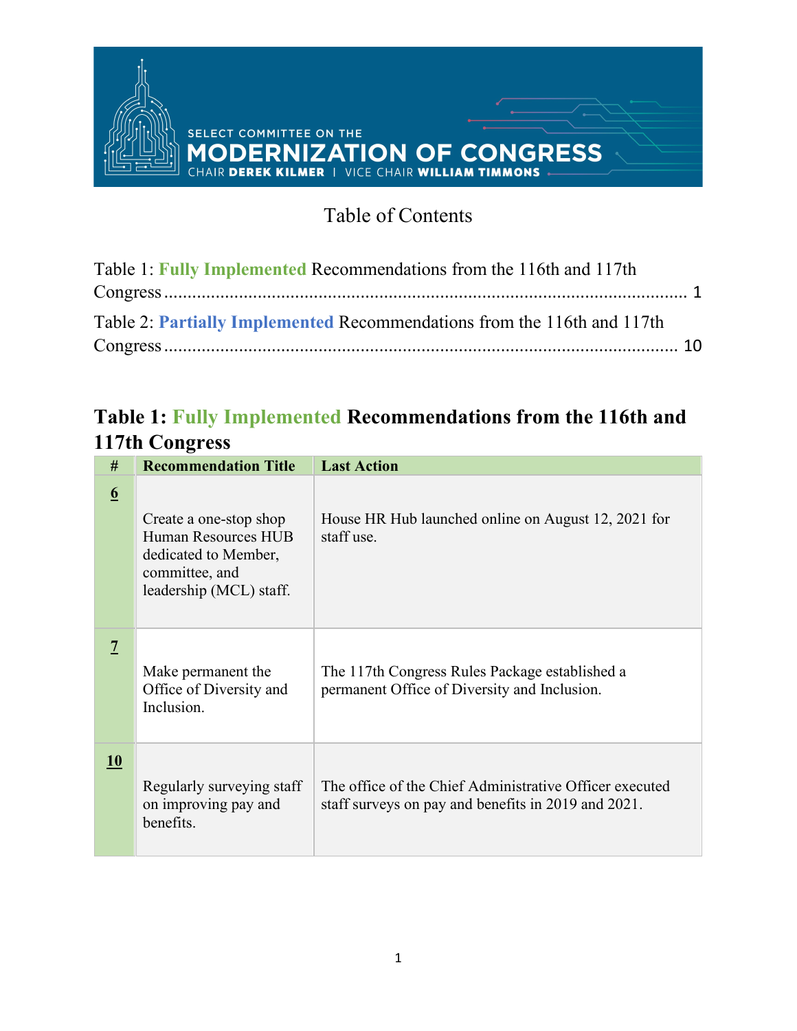SELECT COMMITTEE ON THE

# MODERNIZATION OF CONGRESS

CHAIR **DEREK KILMER** | VICE CHAIR **WILLIAM TIMMONS**

## Table of Contents

Table 1: **Fully Implemented** Recommendations from the 116th and 117th Congress ........................................ 1

Table 2: **Partially Implemented** Recommendations from the 116th and 117th Congress ........................................ 10

## Table 1: Fully Implemented Recommendations from the 116th and 117th Congress

| # | Recommendation Title | Last Action |
|---|---|---|
| 6 | Create a one-stop shop Human Resources HUB dedicated to Member, committee, and leadership (MCL) staff. | House HR Hub launched online on August 12, 2021 for staff use. |
| 7 | Make permanent the Office of Diversity and Inclusion. | The 117th Congress Rules Package established a permanent Office of Diversity and Inclusion. |
| 10 | Regularly surveying staff on improving pay and benefits. | The office of the Chief Administrative Officer executed staff surveys on pay and benefits in 2019 and 2021. |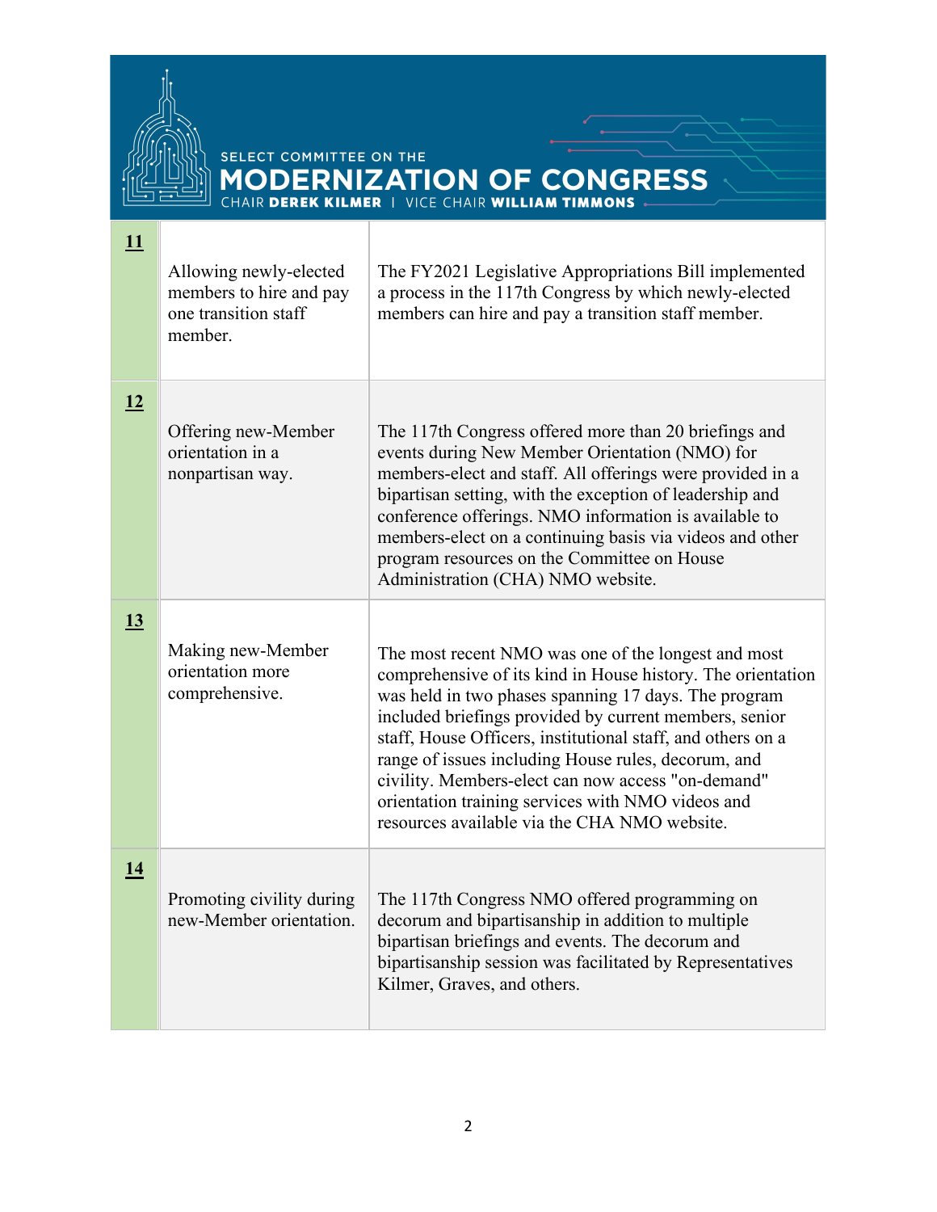| | | |
|---|---|---|
| **11** | Allowing newly-elected members to hire and pay one transition staff member. | The FY2021 Legislative Appropriations Bill implemented a process in the 117th Congress by which newly-elected members can hire and pay a transition staff member. |
| **12** | Offering new-Member orientation in a nonpartisan way. | The 117th Congress offered more than 20 briefings and events during New Member Orientation (NMO) for members-elect and staff. All offerings were provided in a bipartisan setting, with the exception of leadership and conference offerings. NMO information is available to members-elect on a continuing basis via videos and other program resources on the Committee on House Administration (CHA) NMO website. |
| **13** | Making new-Member orientation more comprehensive. | The most recent NMO was one of the longest and most comprehensive of its kind in House history. The orientation was held in two phases spanning 17 days. The program included briefings provided by current members, senior staff, House Officers, institutional staff, and others on a range of issues including House rules, decorum, and civility. Members-elect can now access "on-demand" orientation training services with NMO videos and resources available via the CHA NMO website. |
| **14** | Promoting civility during new-Member orientation. | The 117th Congress NMO offered programming on decorum and bipartisanship in addition to multiple bipartisan briefings and events. The decorum and bipartisanship session was facilitated by Representatives Kilmer, Graves, and others. |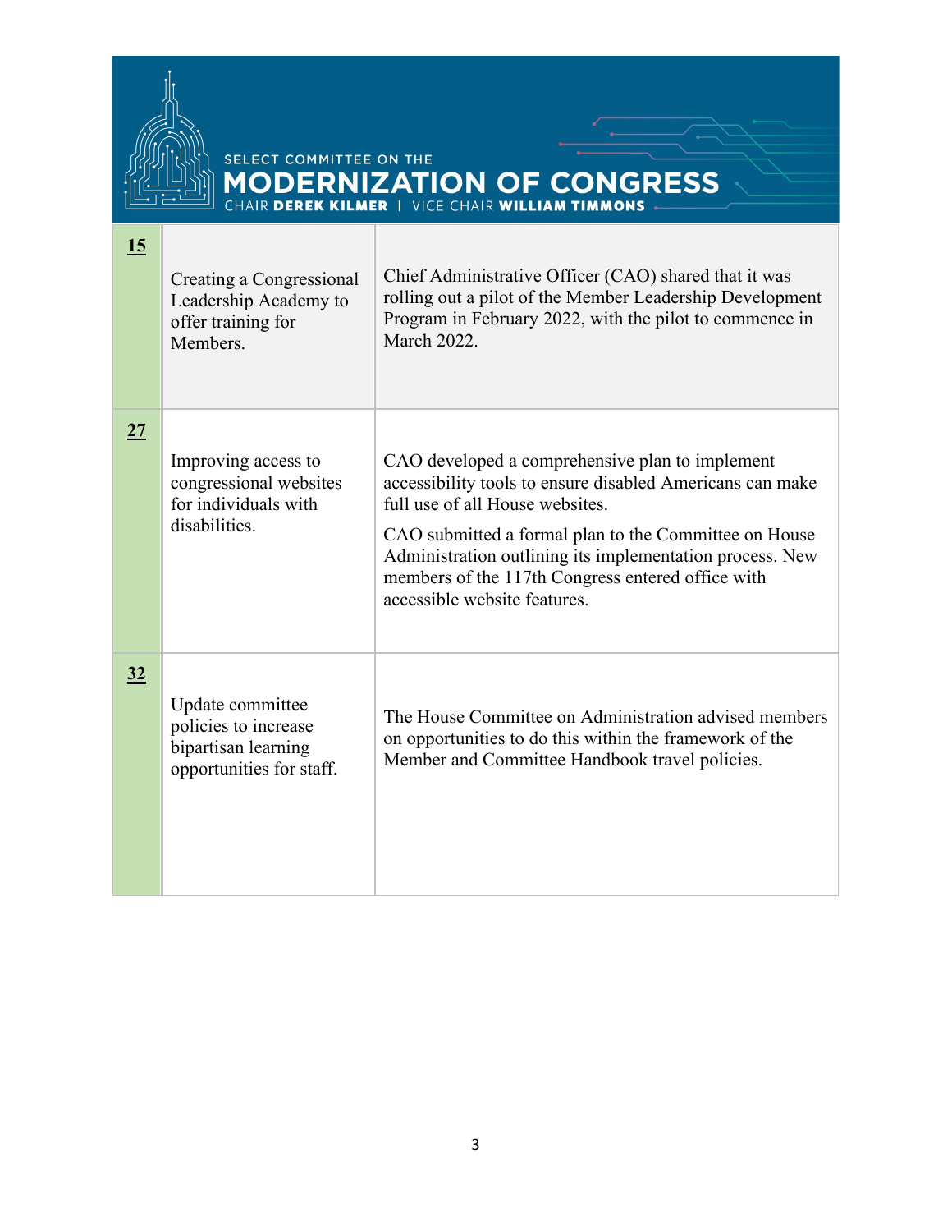| | | |
|---|---|---|
| **15** | Creating a Congressional Leadership Academy to offer training for Members. | Chief Administrative Officer (CAO) shared that it was rolling out a pilot of the Member Leadership Development Program in February 2022, with the pilot to commence in March 2022. |
| **27** | Improving access to congressional websites for individuals with disabilities. | CAO developed a comprehensive plan to implement accessibility tools to ensure disabled Americans can make full use of all House websites.<br><br>CAO submitted a formal plan to the Committee on House Administration outlining its implementation process. New members of the 117th Congress entered office with accessible website features. |
| **32** | Update committee policies to increase bipartisan learning opportunities for staff. | The House Committee on Administration advised members on opportunities to do this within the framework of the Member and Committee Handbook travel policies. |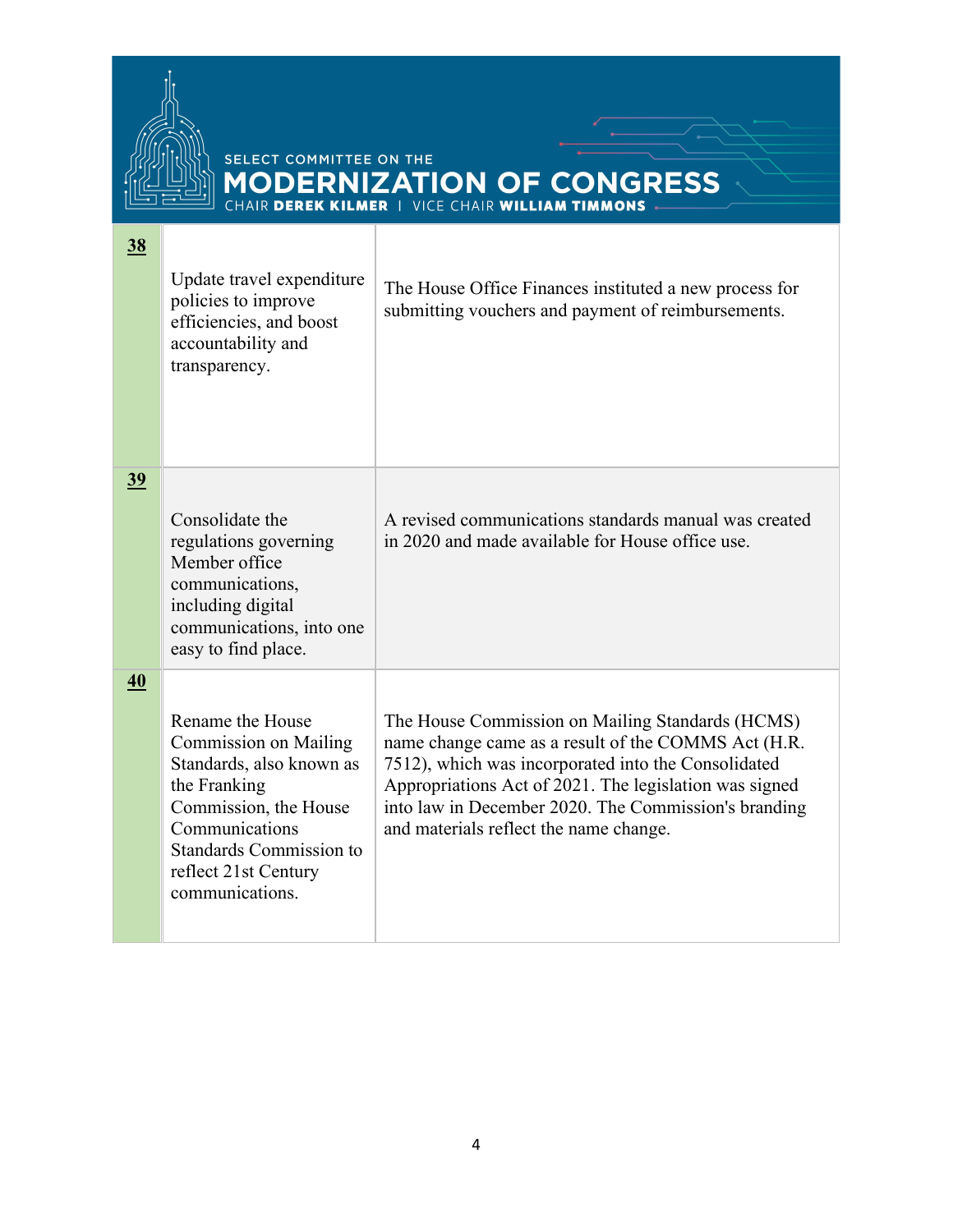| | | |
|---|---|---|
| **38** | Update travel expenditure policies to improve efficiencies, and boost accountability and transparency. | The House Office Finances instituted a new process for submitting vouchers and payment of reimbursements. |
| **39** | Consolidate the regulations governing Member office communications, including digital communications, into one easy to find place. | A revised communications standards manual was created in 2020 and made available for House office use. |
| **40** | Rename the House Commission on Mailing Standards, also known as the Franking Commission, the House Communications Standards Commission to reflect 21st Century communications. | The House Commission on Mailing Standards (HCMS) name change came as a result of the COMMS Act (H.R. 7512), which was incorporated into the Consolidated Appropriations Act of 2021. The legislation was signed into law in December 2020. The Commission's branding and materials reflect the name change. |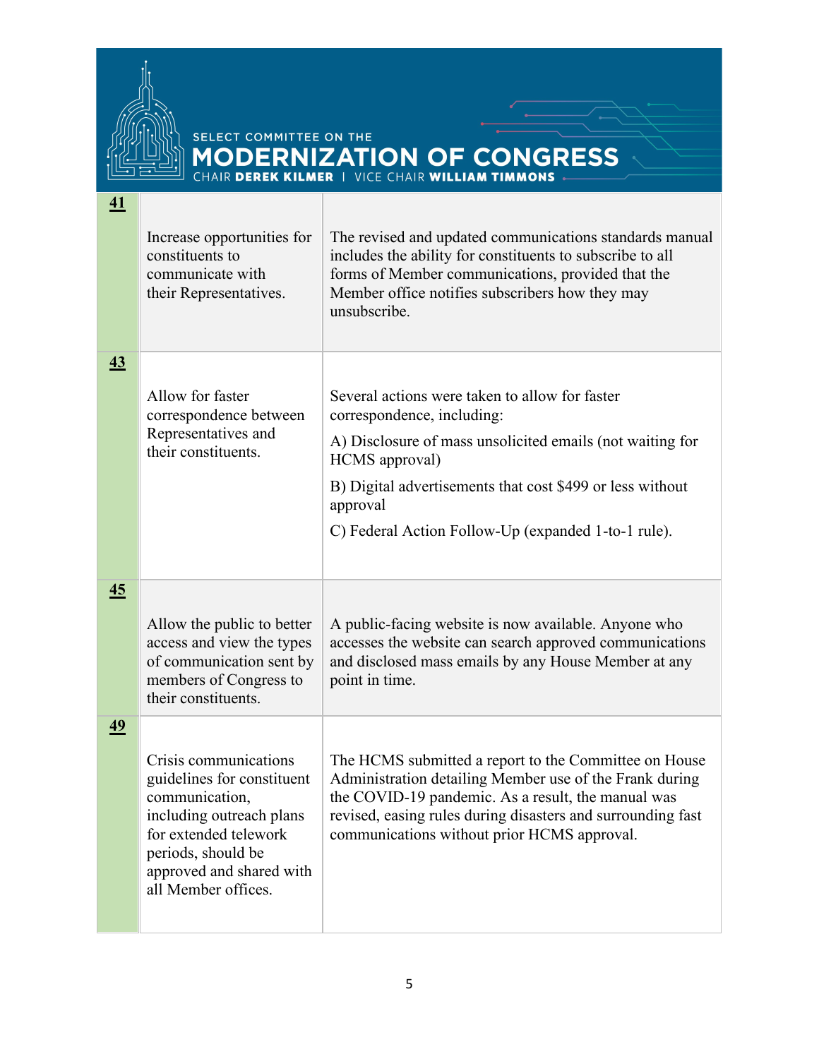| | | |
|---|---|---|
| **41** | Increase opportunities for constituents to communicate with their Representatives. | The revised and updated communications standards manual includes the ability for constituents to subscribe to all forms of Member communications, provided that the Member office notifies subscribers how they may unsubscribe. |
| **43** | Allow for faster correspondence between Representatives and their constituents. | Several actions were taken to allow for faster correspondence, including:<br>A) Disclosure of mass unsolicited emails (not waiting for HCMS approval)<br>B) Digital advertisements that cost $499 or less without approval<br>C) Federal Action Follow-Up (expanded 1-to-1 rule). |
| **45** | Allow the public to better access and view the types of communication sent by members of Congress to their constituents. | A public-facing website is now available. Anyone who accesses the website can search approved communications and disclosed mass emails by any House Member at any point in time. |
| **49** | Crisis communications guidelines for constituent communication, including outreach plans for extended telework periods, should be approved and shared with all Member offices. | The HCMS submitted a report to the Committee on House Administration detailing Member use of the Frank during the COVID-19 pandemic. As a result, the manual was revised, easing rules during disasters and surrounding fast communications without prior HCMS approval. |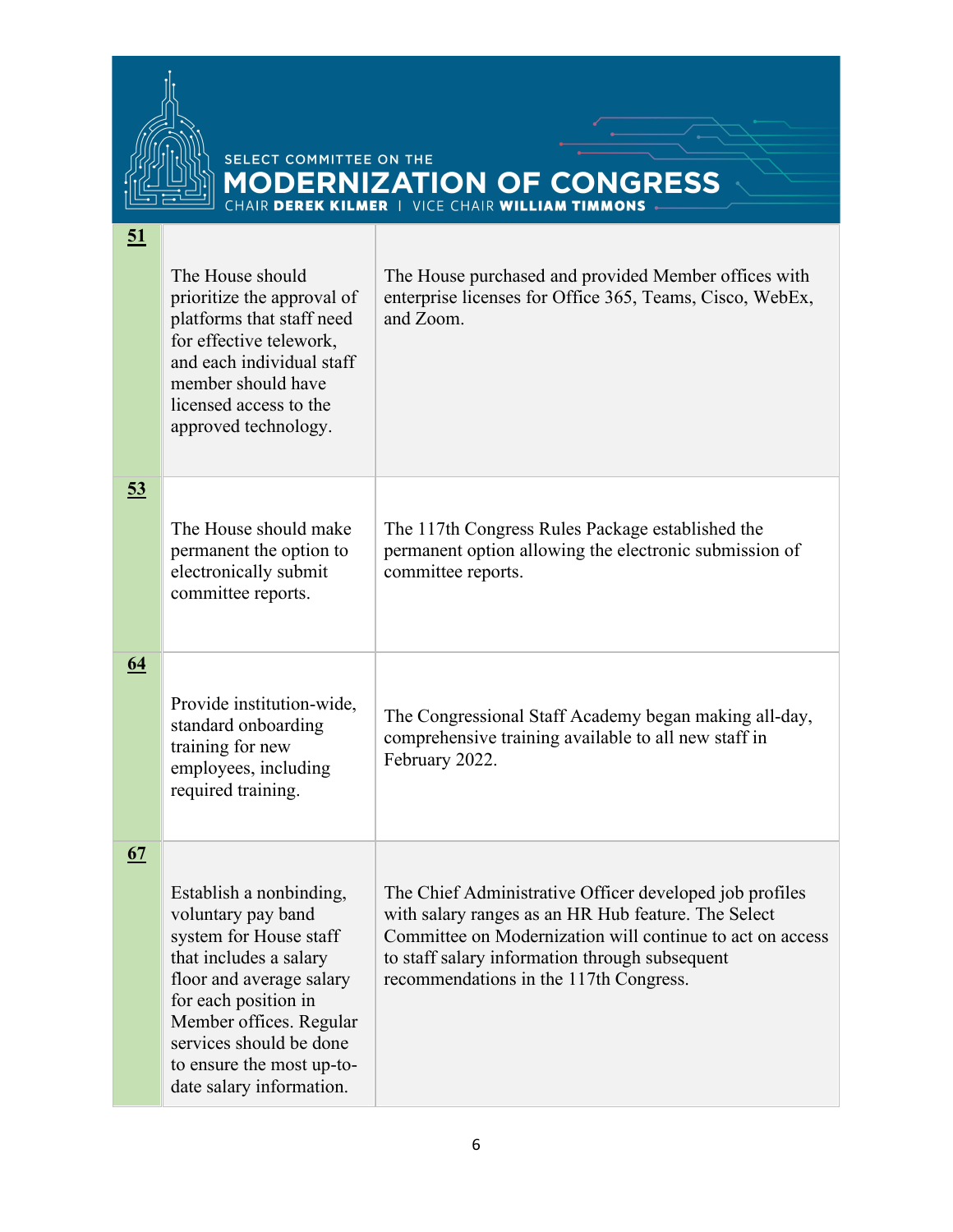| | | |
|---|---|---|
| **51** | The House should prioritize the approval of platforms that staff need for effective telework, and each individual staff member should have licensed access to the approved technology. | The House purchased and provided Member offices with enterprise licenses for Office 365, Teams, Cisco, WebEx, and Zoom. |
| **53** | The House should make permanent the option to electronically submit committee reports. | The 117th Congress Rules Package established the permanent option allowing the electronic submission of committee reports. |
| **64** | Provide institution-wide, standard onboarding training for new employees, including required training. | The Congressional Staff Academy began making all-day, comprehensive training available to all new staff in February 2022. |
| **67** | Establish a nonbinding, voluntary pay band system for House staff that includes a salary floor and average salary for each position in Member offices. Regular services should be done to ensure the most up-to-date salary information. | The Chief Administrative Officer developed job profiles with salary ranges as an HR Hub feature. The Select Committee on Modernization will continue to act on access to staff salary information through subsequent recommendations in the 117th Congress. |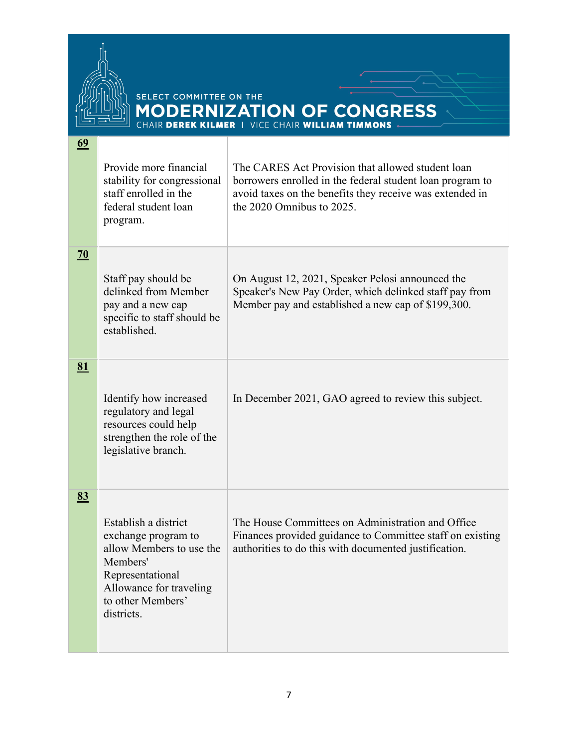| | | |
|---|---|---|
| **69** | Provide more financial stability for congressional staff enrolled in the federal student loan program. | The CARES Act Provision that allowed student loan borrowers enrolled in the federal student loan program to avoid taxes on the benefits they receive was extended in the 2020 Omnibus to 2025. |
| **70** | Staff pay should be delinked from Member pay and a new cap specific to staff should be established. | On August 12, 2021, Speaker Pelosi announced the Speaker's New Pay Order, which delinked staff pay from Member pay and established a new cap of $199,300. |
| **81** | Identify how increased regulatory and legal resources could help strengthen the role of the legislative branch. | In December 2021, GAO agreed to review this subject. |
| **83** | Establish a district exchange program to allow Members to use the Members' Representational Allowance for traveling to other Members' districts. | The House Committees on Administration and Office Finances provided guidance to Committee staff on existing authorities to do this with documented justification. |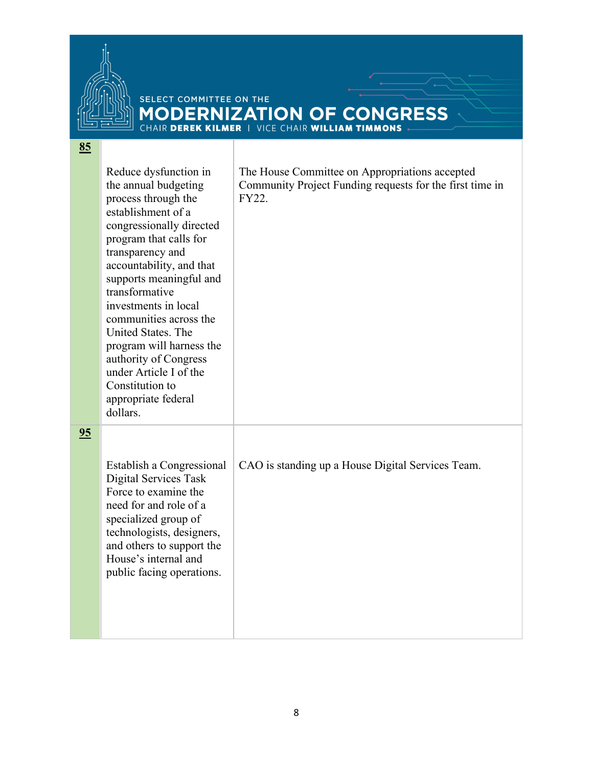| | | |
|---|---|---|
| **85** | Reduce dysfunction in the annual budgeting process through the establishment of a congressionally directed program that calls for transparency and accountability, and that supports meaningful and transformative investments in local communities across the United States. The program will harness the authority of Congress under Article I of the Constitution to appropriate federal dollars. | The House Committee on Appropriations accepted Community Project Funding requests for the first time in FY22. |
| **95** | Establish a Congressional Digital Services Task Force to examine the need for and role of a specialized group of technologists, designers, and others to support the House's internal and public facing operations. | CAO is standing up a House Digital Services Team. |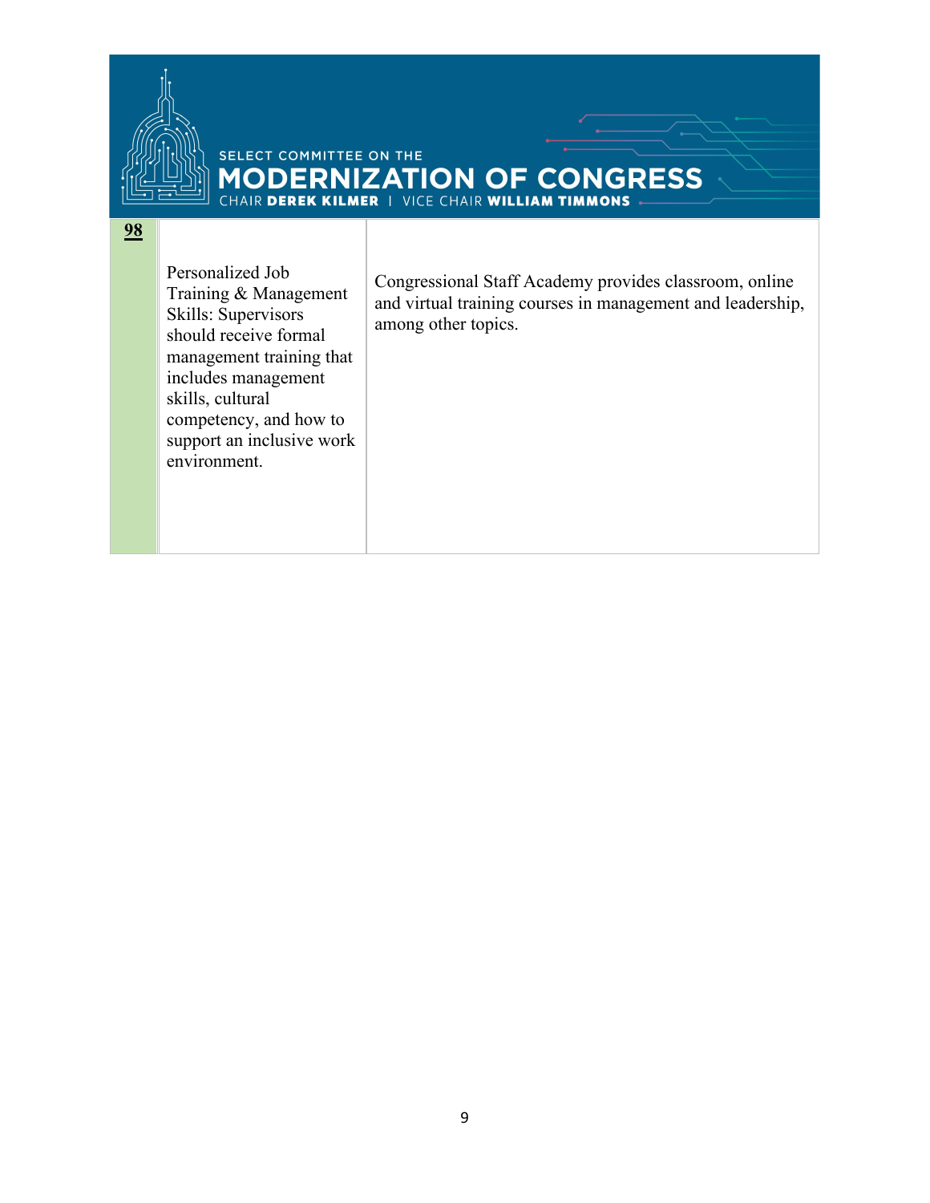| **98** | Personalized Job Training & Management Skills: Supervisors should receive formal management training that includes management skills, cultural competency, and how to support an inclusive work environment. | Congressional Staff Academy provides classroom, online and virtual training courses in management and leadership, among other topics. |
|---|---|---|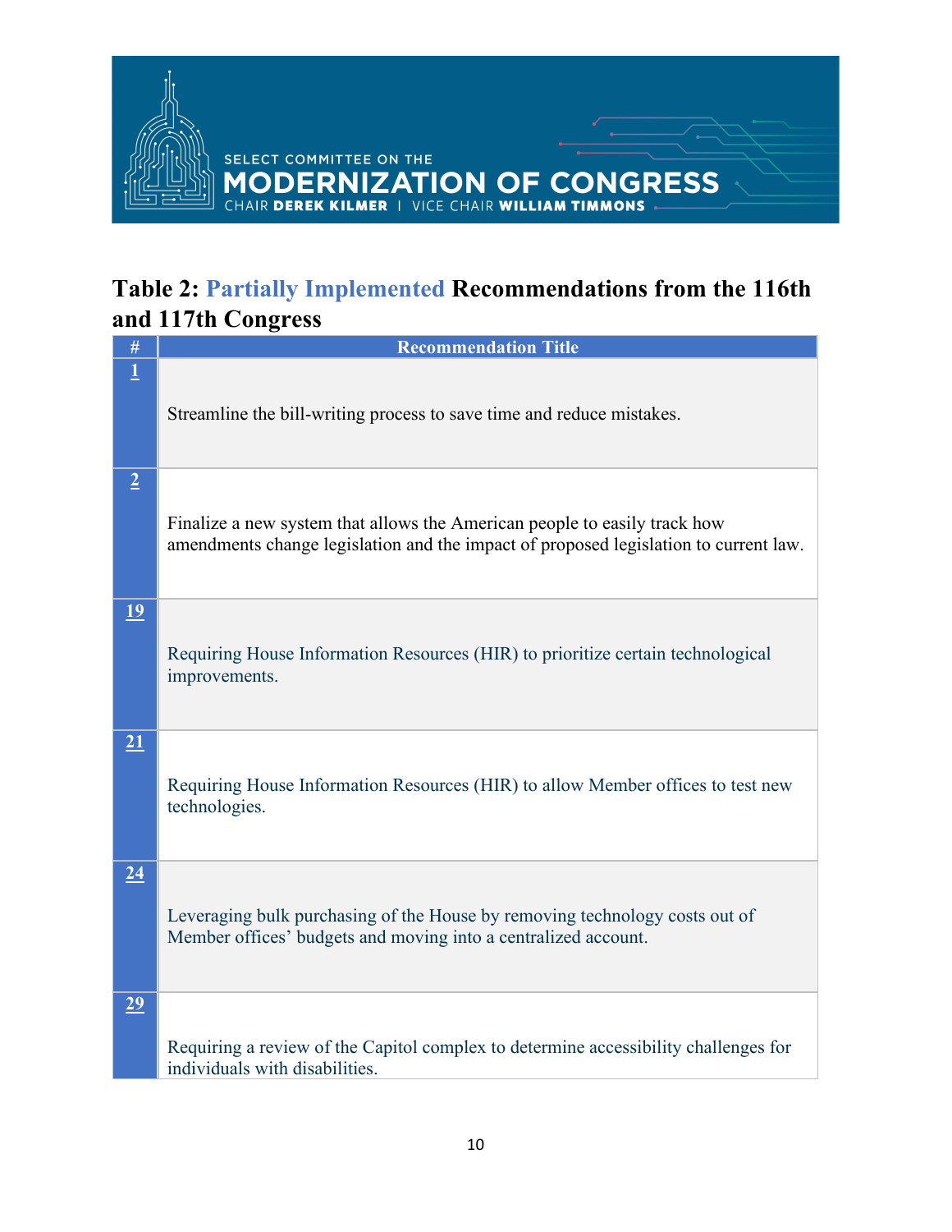SELECT COMMITTEE ON THE
MODERNIZATION OF CONGRESS
CHAIR DEREK KILMER | VICE CHAIR WILLIAM TIMMONS

## Table 2: Partially Implemented Recommendations from the 116th and 117th Congress

| # | Recommendation Title |
|---|---|
| 1 | Streamline the bill-writing process to save time and reduce mistakes. |
| 2 | Finalize a new system that allows the American people to easily track how amendments change legislation and the impact of proposed legislation to current law. |
| 19 | Requiring House Information Resources (HIR) to prioritize certain technological improvements. |
| 21 | Requiring House Information Resources (HIR) to allow Member offices to test new technologies. |
| 24 | Leveraging bulk purchasing of the House by removing technology costs out of Member offices' budgets and moving into a centralized account. |
| 29 | Requiring a review of the Capitol complex to determine accessibility challenges for individuals with disabilities. |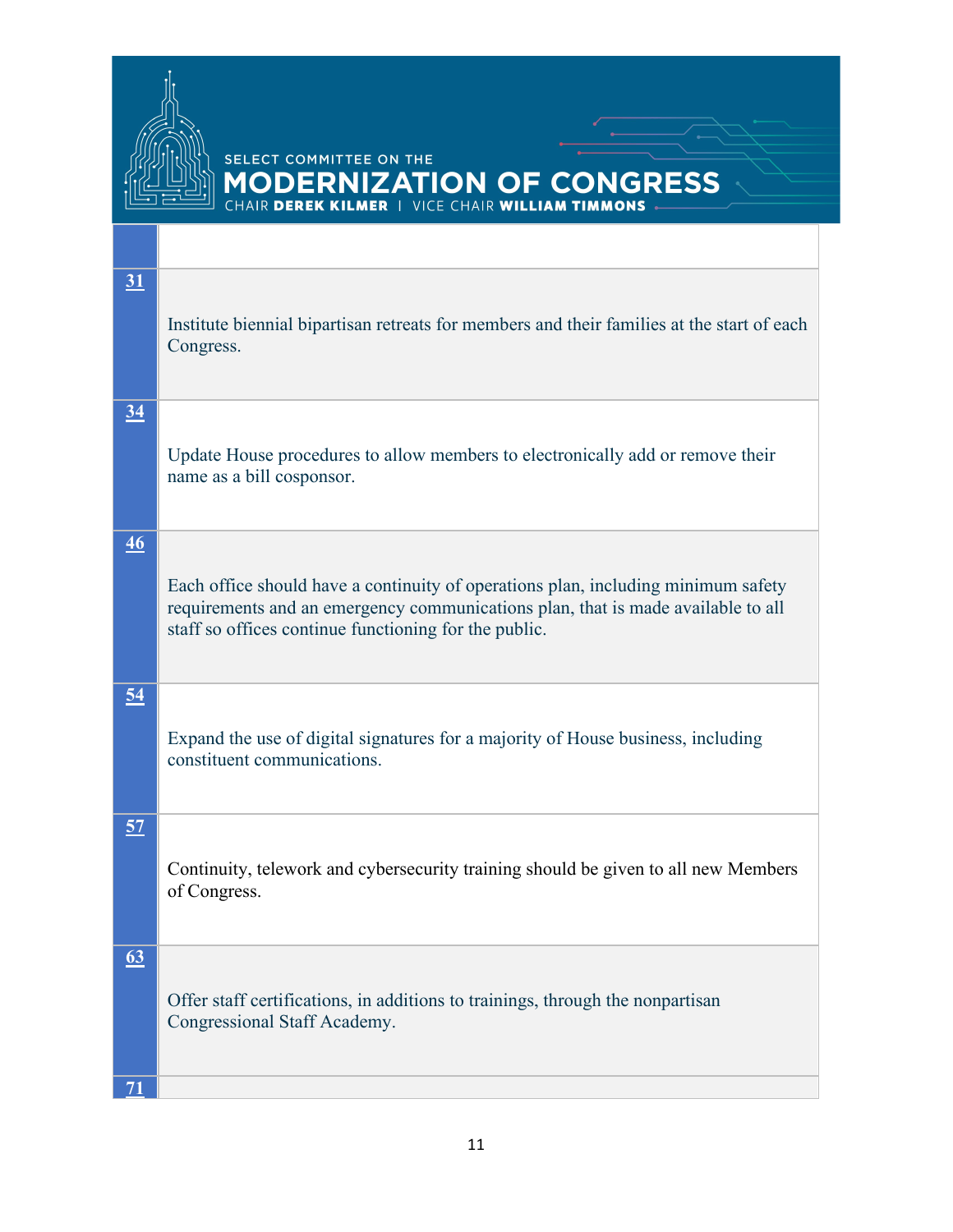# SELECT COMMITTEE ON THE MODERNIZATION OF CONGRESS

CHAIR **DEREK KILMER** | VICE CHAIR **WILLIAM TIMMONS**

| | |
|---|---|
| **31** | Institute biennial bipartisan retreats for members and their families at the start of each Congress. |
| **34** | Update House procedures to allow members to electronically add or remove their name as a bill cosponsor. |
| **46** | Each office should have a continuity of operations plan, including minimum safety requirements and an emergency communications plan, that is made available to all staff so offices continue functioning for the public. |
| **54** | Expand the use of digital signatures for a majority of House business, including constituent communications. |
| **57** | Continuity, telework and cybersecurity training should be given to all new Members of Congress. |
| **63** | Offer staff certifications, in additions to trainings, through the nonpartisan Congressional Staff Academy. |
| **71** | |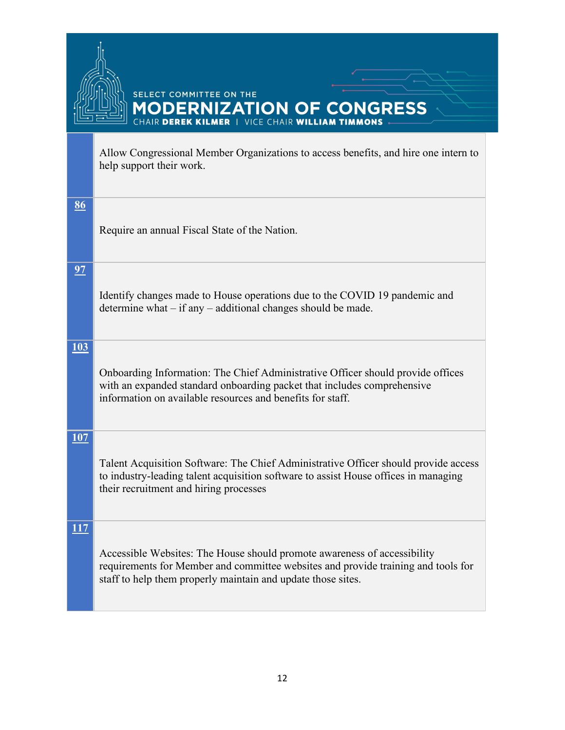| | |
|---|---|
| | Allow Congressional Member Organizations to access benefits, and hire one intern to help support their work. |
| 86 | Require an annual Fiscal State of the Nation. |
| 97 | Identify changes made to House operations due to the COVID 19 pandemic and determine what – if any – additional changes should be made. |
| 103 | Onboarding Information: The Chief Administrative Officer should provide offices with an expanded standard onboarding packet that includes comprehensive information on available resources and benefits for staff. |
| 107 | Talent Acquisition Software: The Chief Administrative Officer should provide access to industry-leading talent acquisition software to assist House offices in managing their recruitment and hiring processes |
| 117 | Accessible Websites: The House should promote awareness of accessibility requirements for Member and committee websites and provide training and tools for staff to help them properly maintain and update those sites. |